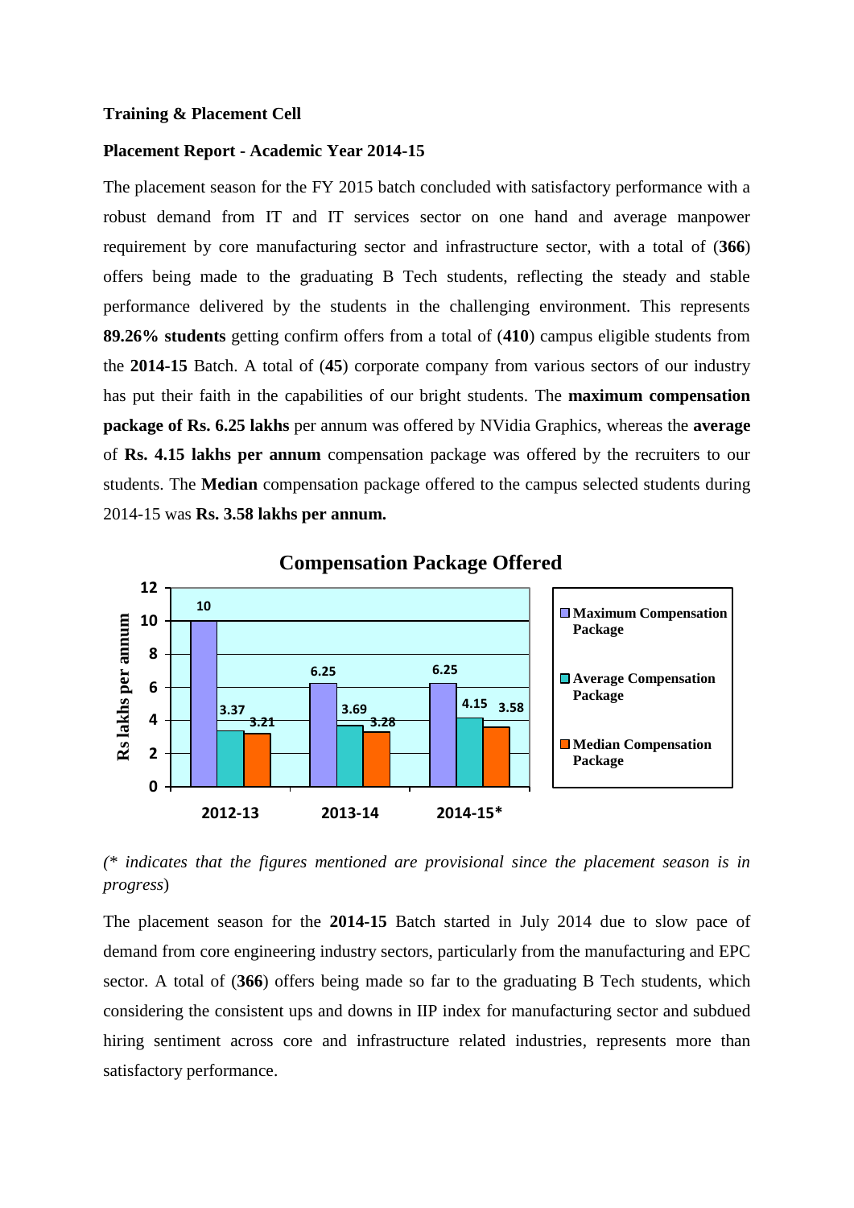**Training & Placement Cell**

**Placement Report - Academic Year 2014-15**

The placement season for the FY 2015 batch concluded with satisfactory performance with a robust demand from IT and IT services sector on one hand and average manpower requirement by core manufacturing sector and infrastructure sector, with a total of (**366**) offers being made to the graduating B Tech students, reflecting the steady and stable performance delivered by the students in the challenging environment. This represents **89.26% students** getting confirm offers from a total of (**410**) campus eligible students from the **2014-15** Batch. A total of (**45**) corporate company from various sectors of our industry has put their faith in the capabilities of our bright students. The **maximum compensation package of Rs. 6.25 lakhs** per annum was offered by NVidia Graphics, whereas the **average** of **Rs. 4.15 lakhs per annum** compensation package was offered by the recruiters to our students. The **Median** compensation package offered to the campus selected students during 2014-15 was **Rs. 3.58 lakhs per annum.**

**Compensation Package Offered**

| Rs lakhs per annum | 2012-13 | 2013-14 | 2014-15* |
|---|---|---|---|
| Maximum Compensation Package | 10 | 6.25 | 6.25 |
| Average Compensation Package | 3.37 | 3.69 | 4.15 |
| Median Compensation Package | 3.21 | 3.28 | 3.58 |

*(\* indicates that the figures mentioned are provisional since the placement season is in progress)*

The placement season for the **2014-15** Batch started in July 2014 due to slow pace of demand from core engineering industry sectors, particularly from the manufacturing and EPC sector. A total of (**366**) offers being made so far to the graduating B Tech students, which considering the consistent ups and downs in IIP index for manufacturing sector and subdued hiring sentiment across core and infrastructure related industries, represents more than satisfactory performance.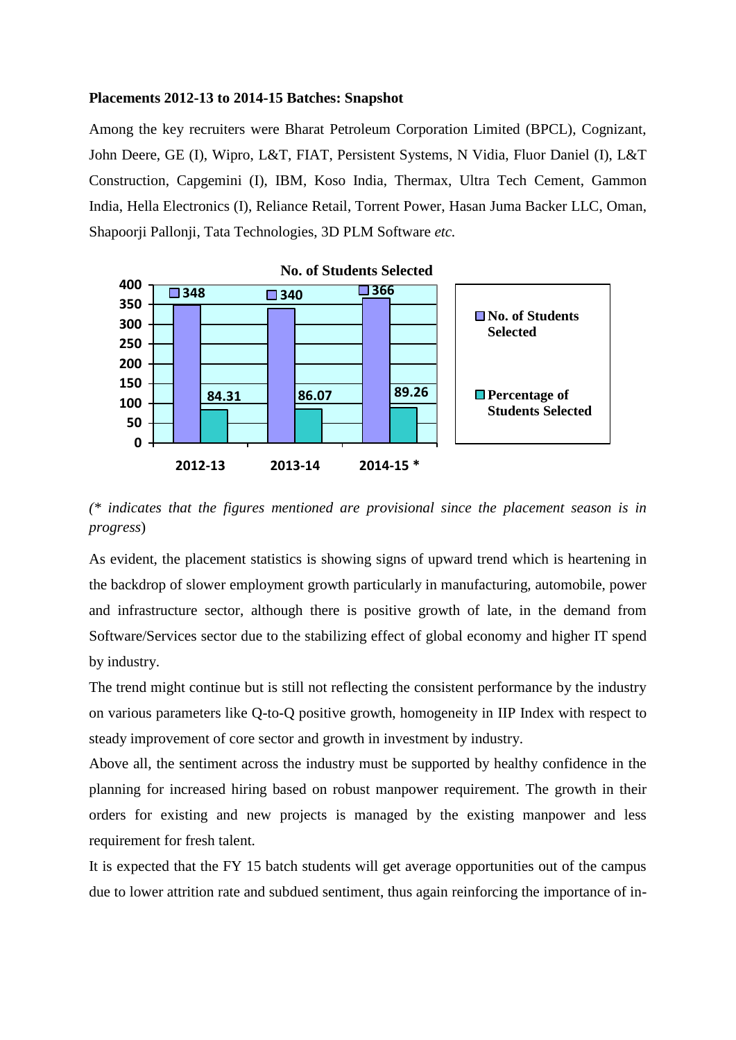**Placements 2012-13 to 2014-15 Batches: Snapshot**

Among the key recruiters were Bharat Petroleum Corporation Limited (BPCL), Cognizant, John Deere, GE (I), Wipro, L&T, FIAT, Persistent Systems, N Vidia, Fluor Daniel (I), L&T Construction, Capgemini (I), IBM, Koso India, Thermax, Ultra Tech Cement, Gammon India, Hella Electronics (I), Reliance Retail, Torrent Power, Hasan Juma Backer LLC, Oman, Shapoorji Pallonji, Tata Technologies, 3D PLM Software *etc.*

**No. of Students Selected**

| Year | No. of Students Selected | Percentage of Students Selected |
|---|---|---|
| 2012-13 | 348 | 84.31 |
| 2013-14 | 340 | 86.07 |
| 2014-15 * | 366 | 89.26 |

*(\* indicates that the figures mentioned are provisional since the placement season is in progress*)

As evident, the placement statistics is showing signs of upward trend which is heartening in the backdrop of slower employment growth particularly in manufacturing, automobile, power and infrastructure sector, although there is positive growth of late, in the demand from Software/Services sector due to the stabilizing effect of global economy and higher IT spend by industry.

The trend might continue but is still not reflecting the consistent performance by the industry on various parameters like Q-to-Q positive growth, homogeneity in IIP Index with respect to steady improvement of core sector and growth in investment by industry.

Above all, the sentiment across the industry must be supported by healthy confidence in the planning for increased hiring based on robust manpower requirement. The growth in their orders for existing and new projects is managed by the existing manpower and less requirement for fresh talent.

It is expected that the FY 15 batch students will get average opportunities out of the campus due to lower attrition rate and subdued sentiment, thus again reinforcing the importance of in-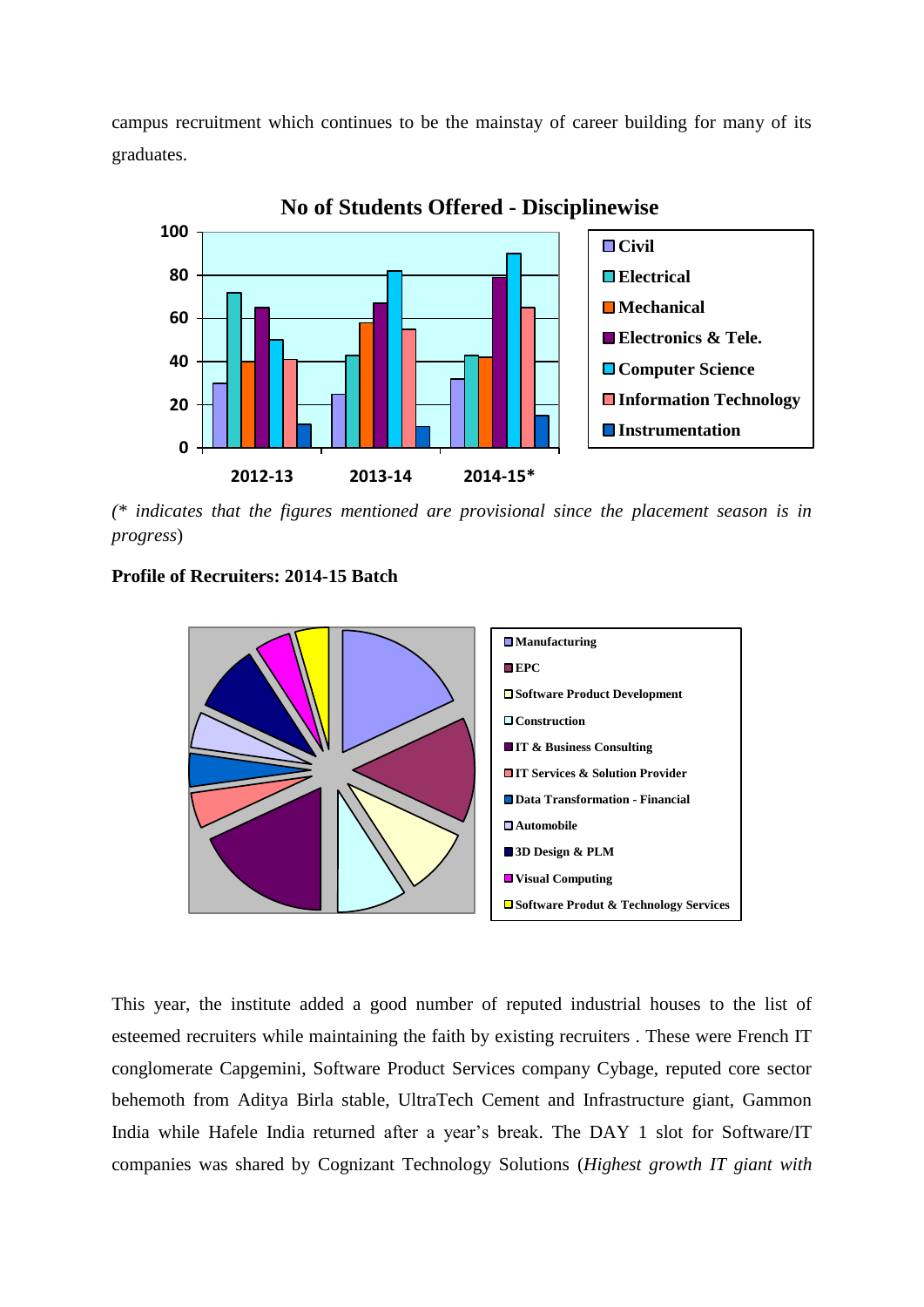campus recruitment which continues to be the mainstay of career building for many of its graduates.

**No of Students Offered - Disciplinewise**

*(\* indicates that the figures mentioned are provisional since the placement season is in progress)*

**Profile of Recruiters: 2014-15 Batch**

This year, the institute added a good number of reputed industrial houses to the list of esteemed recruiters while maintaining the faith by existing recruiters . These were French IT conglomerate Capgemini, Software Product Services company Cybage, reputed core sector behemoth from Aditya Birla stable, UltraTech Cement and Infrastructure giant, Gammon India while Hafele India returned after a year's break. The DAY 1 slot for Software/IT companies was shared by Cognizant Technology Solutions (*Highest growth IT giant with*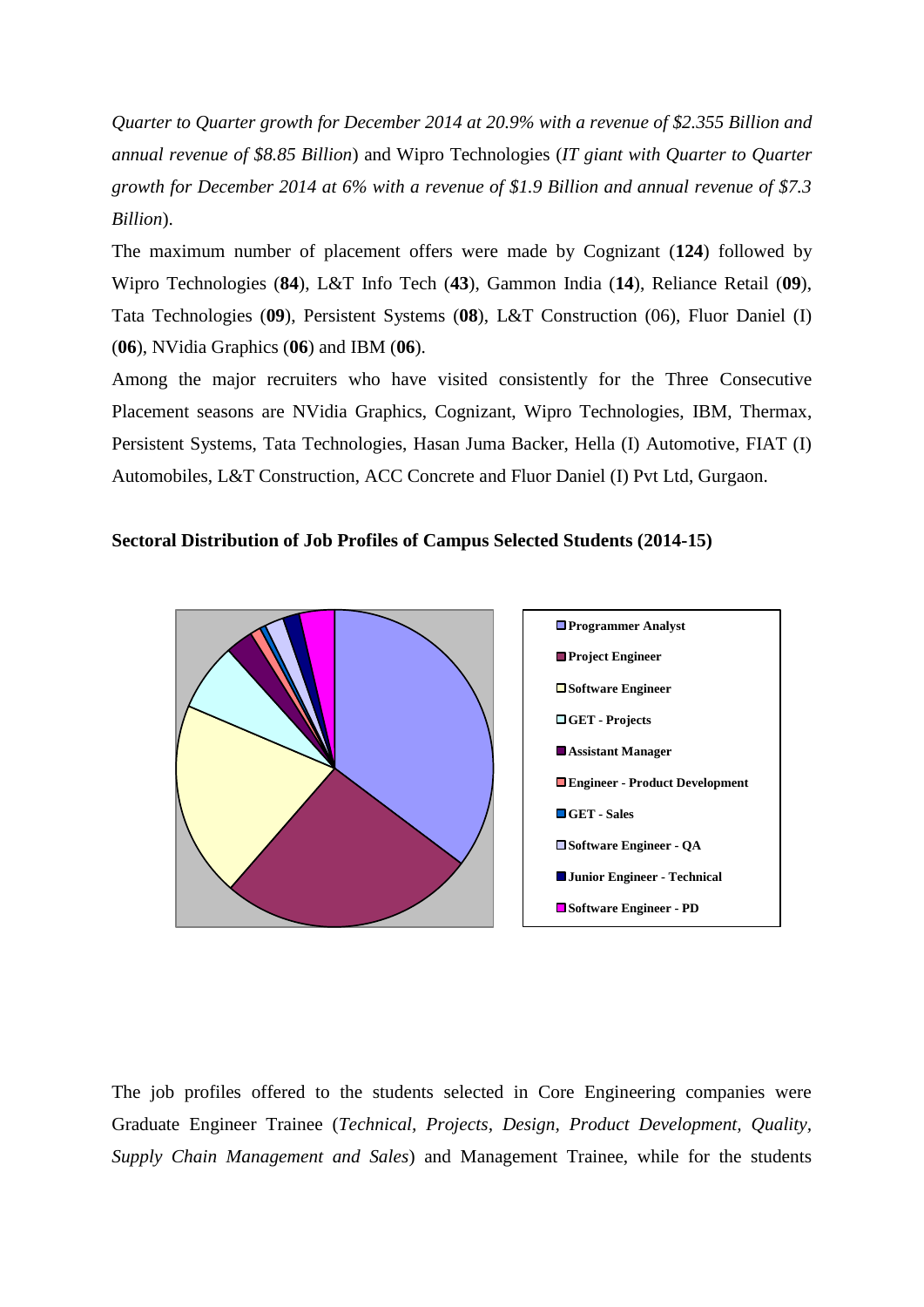*Quarter to Quarter growth for December 2014 at 20.9% with a revenue of $2.355 Billion and annual revenue of $8.85 Billion*) and Wipro Technologies (*IT giant with Quarter to Quarter growth for December 2014 at 6% with a revenue of $1.9 Billion and annual revenue of $7.3 Billion*).

The maximum number of placement offers were made by Cognizant (**124**) followed by Wipro Technologies (**84**), L&T Info Tech (**43**), Gammon India (**14**), Reliance Retail (**09**), Tata Technologies (**09**), Persistent Systems (**08**), L&T Construction (06), Fluor Daniel (I) (**06**), NVidia Graphics (**06**) and IBM (**06**).

Among the major recruiters who have visited consistently for the Three Consecutive Placement seasons are NVidia Graphics, Cognizant, Wipro Technologies, IBM, Thermax, Persistent Systems, Tata Technologies, Hasan Juma Backer, Hella (I) Automotive, FIAT (I) Automobiles, L&T Construction, ACC Concrete and Fluor Daniel (I) Pvt Ltd, Gurgaon.

**Sectoral Distribution of Job Profiles of Campus Selected Students (2014-15)**

- Programmer Analyst
- Project Engineer
- Software Engineer
- GET - Projects
- Assistant Manager
- Engineer - Product Development
- GET - Sales
- Software Engineer - QA
- Junior Engineer - Technical
- Software Engineer - PD

The job profiles offered to the students selected in Core Engineering companies were Graduate Engineer Trainee (*Technical, Projects, Design, Product Development, Quality, Supply Chain Management and Sales*) and Management Trainee, while for the students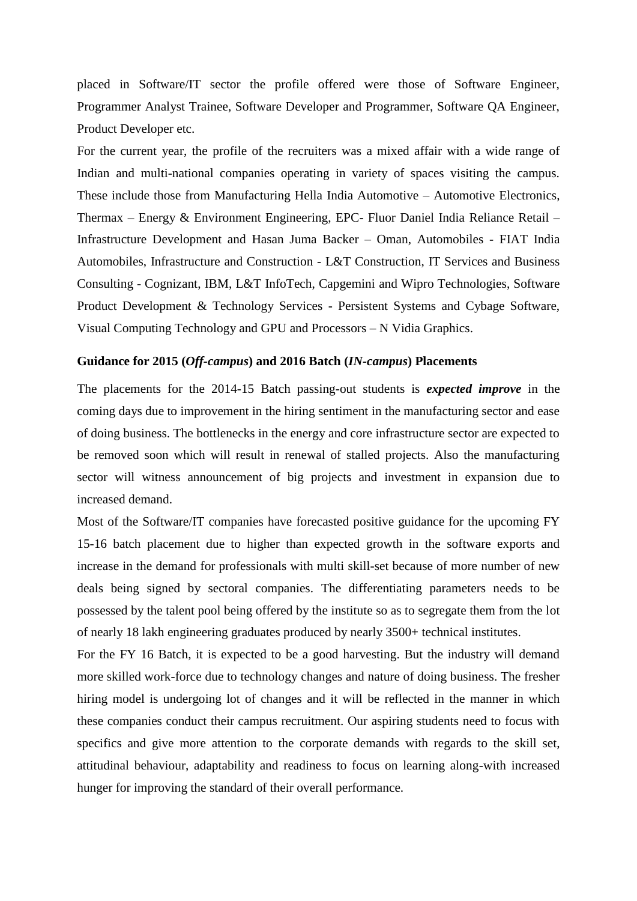placed in Software/IT sector the profile offered were those of Software Engineer, Programmer Analyst Trainee, Software Developer and Programmer, Software QA Engineer, Product Developer etc.

For the current year, the profile of the recruiters was a mixed affair with a wide range of Indian and multi-national companies operating in variety of spaces visiting the campus. These include those from Manufacturing Hella India Automotive – Automotive Electronics, Thermax – Energy & Environment Engineering, EPC- Fluor Daniel India Reliance Retail – Infrastructure Development and Hasan Juma Backer – Oman, Automobiles - FIAT India Automobiles, Infrastructure and Construction - L&T Construction, IT Services and Business Consulting - Cognizant, IBM, L&T InfoTech, Capgemini and Wipro Technologies, Software Product Development & Technology Services - Persistent Systems and Cybage Software, Visual Computing Technology and GPU and Processors – N Vidia Graphics.

### Guidance for 2015 (*Off-campus*) and 2016 Batch (*IN-campus*) Placements

The placements for the 2014-15 Batch passing-out students is ***expected improve*** in the coming days due to improvement in the hiring sentiment in the manufacturing sector and ease of doing business. The bottlenecks in the energy and core infrastructure sector are expected to be removed soon which will result in renewal of stalled projects. Also the manufacturing sector will witness announcement of big projects and investment in expansion due to increased demand.

Most of the Software/IT companies have forecasted positive guidance for the upcoming FY 15-16 batch placement due to higher than expected growth in the software exports and increase in the demand for professionals with multi skill-set because of more number of new deals being signed by sectoral companies. The differentiating parameters needs to be possessed by the talent pool being offered by the institute so as to segregate them from the lot of nearly 18 lakh engineering graduates produced by nearly 3500+ technical institutes.

For the FY 16 Batch, it is expected to be a good harvesting. But the industry will demand more skilled work-force due to technology changes and nature of doing business. The fresher hiring model is undergoing lot of changes and it will be reflected in the manner in which these companies conduct their campus recruitment. Our aspiring students need to focus with specifics and give more attention to the corporate demands with regards to the skill set, attitudinal behaviour, adaptability and readiness to focus on learning along-with increased hunger for improving the standard of their overall performance.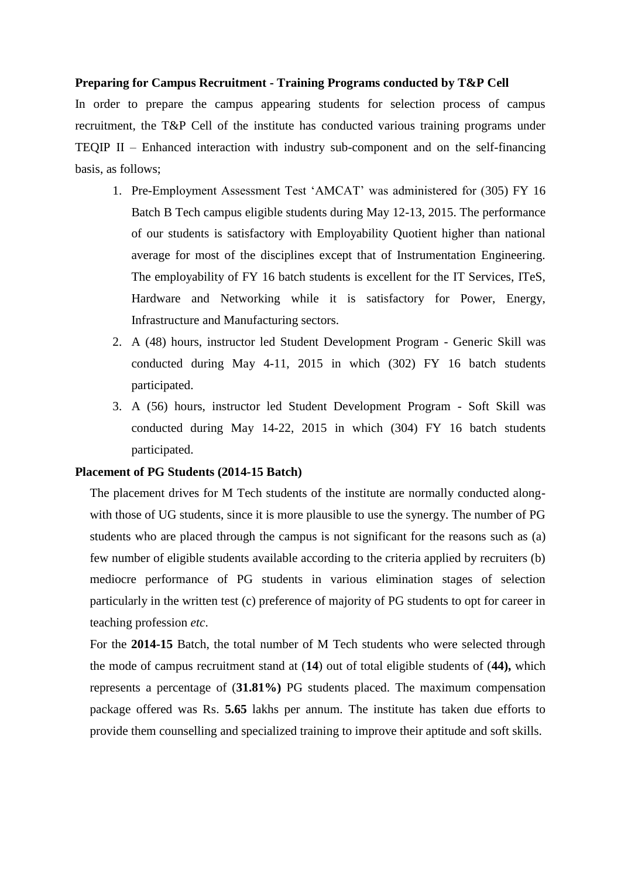**Preparing for Campus Recruitment - Training Programs conducted by T&P Cell**

In order to prepare the campus appearing students for selection process of campus recruitment, the T&P Cell of the institute has conducted various training programs under TEQIP II – Enhanced interaction with industry sub-component and on the self-financing basis, as follows;

1. Pre-Employment Assessment Test 'AMCAT' was administered for (305) FY 16 Batch B Tech campus eligible students during May 12-13, 2015. The performance of our students is satisfactory with Employability Quotient higher than national average for most of the disciplines except that of Instrumentation Engineering. The employability of FY 16 batch students is excellent for the IT Services, ITeS, Hardware and Networking while it is satisfactory for Power, Energy, Infrastructure and Manufacturing sectors.
2. A (48) hours, instructor led Student Development Program - Generic Skill was conducted during May 4-11, 2015 in which (302) FY 16 batch students participated.
3. A (56) hours, instructor led Student Development Program - Soft Skill was conducted during May 14-22, 2015 in which (304) FY 16 batch students participated.

**Placement of PG Students (2014-15 Batch)**

The placement drives for M Tech students of the institute are normally conducted along-with those of UG students, since it is more plausible to use the synergy. The number of PG students who are placed through the campus is not significant for the reasons such as (a) few number of eligible students available according to the criteria applied by recruiters (b) mediocre performance of PG students in various elimination stages of selection particularly in the written test (c) preference of majority of PG students to opt for career in teaching profession *etc*.

For the **2014-15** Batch, the total number of M Tech students who were selected through the mode of campus recruitment stand at (**14**) out of total eligible students of (**44),** which represents a percentage of (**31.81%)** PG students placed. The maximum compensation package offered was Rs. **5.65** lakhs per annum. The institute has taken due efforts to provide them counselling and specialized training to improve their aptitude and soft skills.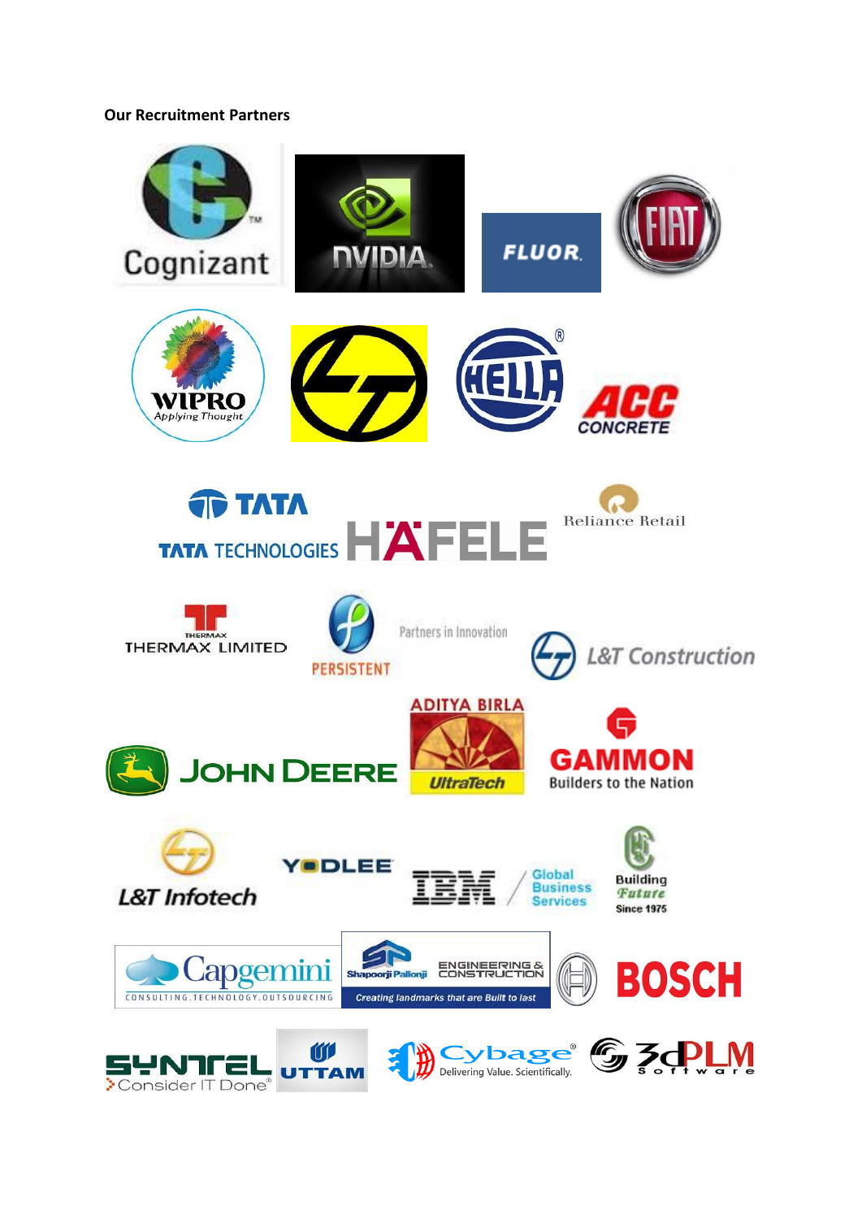**Our Recruitment Partners**

Cognizant

NVIDIA

FLUOR

FIAT

WIPRO Applying Thought

HELLA

ACC CONCRETE

TATA

TATA TECHNOLOGIES

HÄFELE

Reliance Retail

THERMAX LIMITED

PERSISTENT Partners in Innovation

L&T Construction

JOHN DEERE

ADITYA BIRLA UltraTech

GAMMON Builders to the Nation

L&T Infotech

YODLEE

IBM Global Business Services

Building Future Since 1975

Capgemini CONSULTING.TECHNOLOGY.OUTSOURCING

Shapoorji Pallonji ENGINEERING & CONSTRUCTION Creating landmarks that are Built to last

BOSCH

SYNTEL Consider IT Done

UTTAM

Cybage Delivering Value. Scientifically.

3dPLM Software